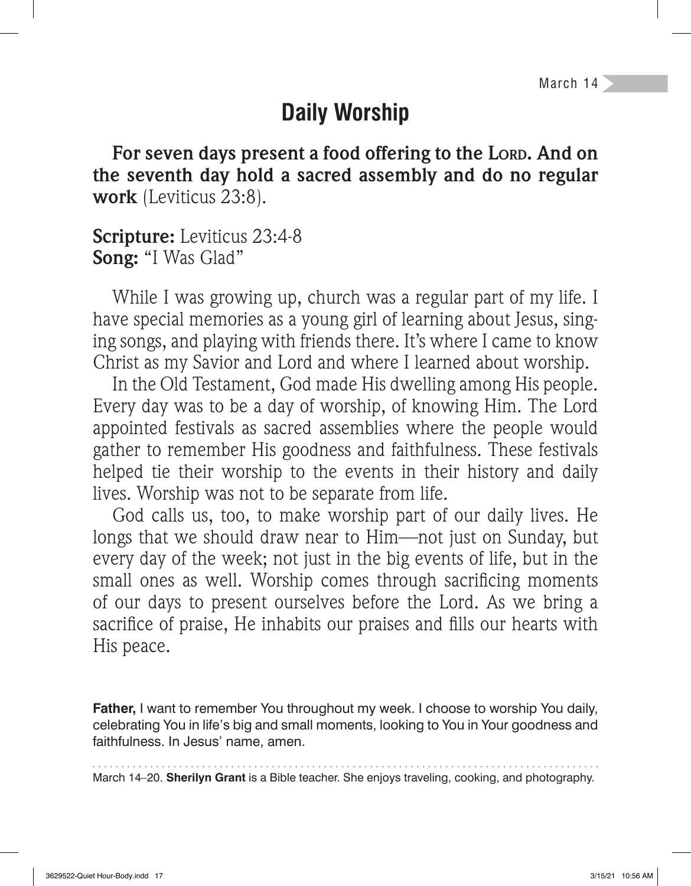March 14

# Daily Worship

**For seven days present a food offering to the Lord. And on the seventh day hold a sacred assembly and do no regular work** (Leviticus 23:8).

**Scripture:** Leviticus 23:4-8
**Song:** "I Was Glad"

While I was growing up, church was a regular part of my life. I have special memories as a young girl of learning about Jesus, singing songs, and playing with friends there. It's where I came to know Christ as my Savior and Lord and where I learned about worship.

In the Old Testament, God made His dwelling among His people. Every day was to be a day of worship, of knowing Him. The Lord appointed festivals as sacred assemblies where the people would gather to remember His goodness and faithfulness. These festivals helped tie their worship to the events in their history and daily lives. Worship was not to be separate from life.

God calls us, too, to make worship part of our daily lives. He longs that we should draw near to Him—not just on Sunday, but every day of the week; not just in the big events of life, but in the small ones as well. Worship comes through sacrificing moments of our days to present ourselves before the Lord. As we bring a sacrifice of praise, He inhabits our praises and fills our hearts with His peace.

**Father,** I want to remember You throughout my week. I choose to worship You daily, celebrating You in life's big and small moments, looking to You in Your goodness and faithfulness. In Jesus' name, amen.

---

March 14–20. **Sherilyn Grant** is a Bible teacher. She enjoys traveling, cooking, and photography.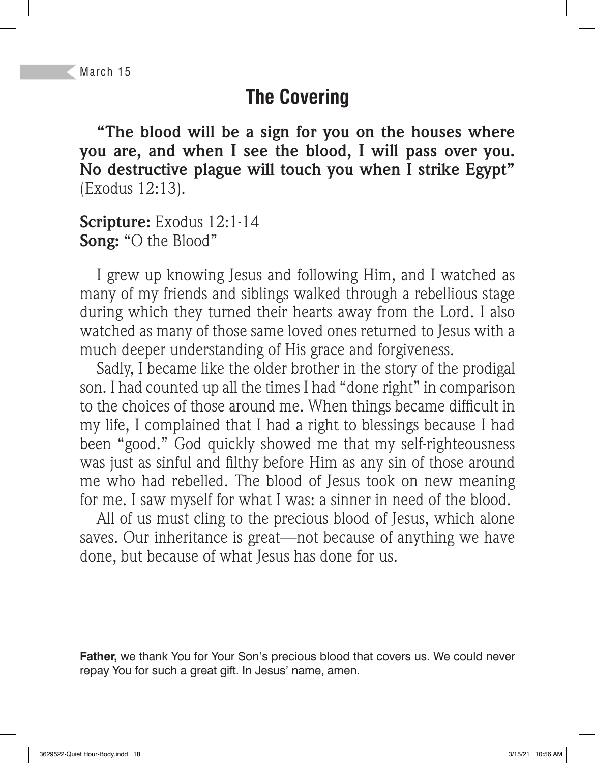March 15

# The Covering

**"The blood will be a sign for you on the houses where you are, and when I see the blood, I will pass over you. No destructive plague will touch you when I strike Egypt"** (Exodus 12:13).

**Scripture:** Exodus 12:1-14
**Song:** "O the Blood"

I grew up knowing Jesus and following Him, and I watched as many of my friends and siblings walked through a rebellious stage during which they turned their hearts away from the Lord. I also watched as many of those same loved ones returned to Jesus with a much deeper understanding of His grace and forgiveness.

Sadly, I became like the older brother in the story of the prodigal son. I had counted up all the times I had "done right" in comparison to the choices of those around me. When things became difficult in my life, I complained that I had a right to blessings because I had been "good." God quickly showed me that my self-righteousness was just as sinful and filthy before Him as any sin of those around me who had rebelled. The blood of Jesus took on new meaning for me. I saw myself for what I was: a sinner in need of the blood.

All of us must cling to the precious blood of Jesus, which alone saves. Our inheritance is great—not because of anything we have done, but because of what Jesus has done for us.

**Father,** we thank You for Your Son's precious blood that covers us. We could never repay You for such a great gift. In Jesus' name, amen.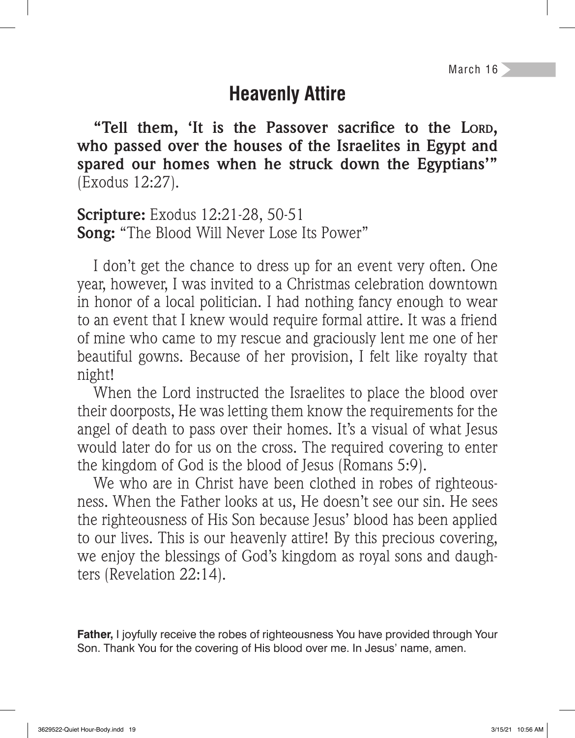March 16

# Heavenly Attire

**"Tell them, 'It is the Passover sacrifice to the Lord, who passed over the houses of the Israelites in Egypt and spared our homes when he struck down the Egyptians'"** (Exodus 12:27).

**Scripture:** Exodus 12:21-28, 50-51
**Song:** "The Blood Will Never Lose Its Power"

I don't get the chance to dress up for an event very often. One year, however, I was invited to a Christmas celebration downtown in honor of a local politician. I had nothing fancy enough to wear to an event that I knew would require formal attire. It was a friend of mine who came to my rescue and graciously lent me one of her beautiful gowns. Because of her provision, I felt like royalty that night!

When the Lord instructed the Israelites to place the blood over their doorposts, He was letting them know the requirements for the angel of death to pass over their homes. It's a visual of what Jesus would later do for us on the cross. The required covering to enter the kingdom of God is the blood of Jesus (Romans 5:9).

We who are in Christ have been clothed in robes of righteousness. When the Father looks at us, He doesn't see our sin. He sees the righteousness of His Son because Jesus' blood has been applied to our lives. This is our heavenly attire! By this precious covering, we enjoy the blessings of God's kingdom as royal sons and daughters (Revelation 22:14).

**Father,** I joyfully receive the robes of righteousness You have provided through Your Son. Thank You for the covering of His blood over me. In Jesus' name, amen.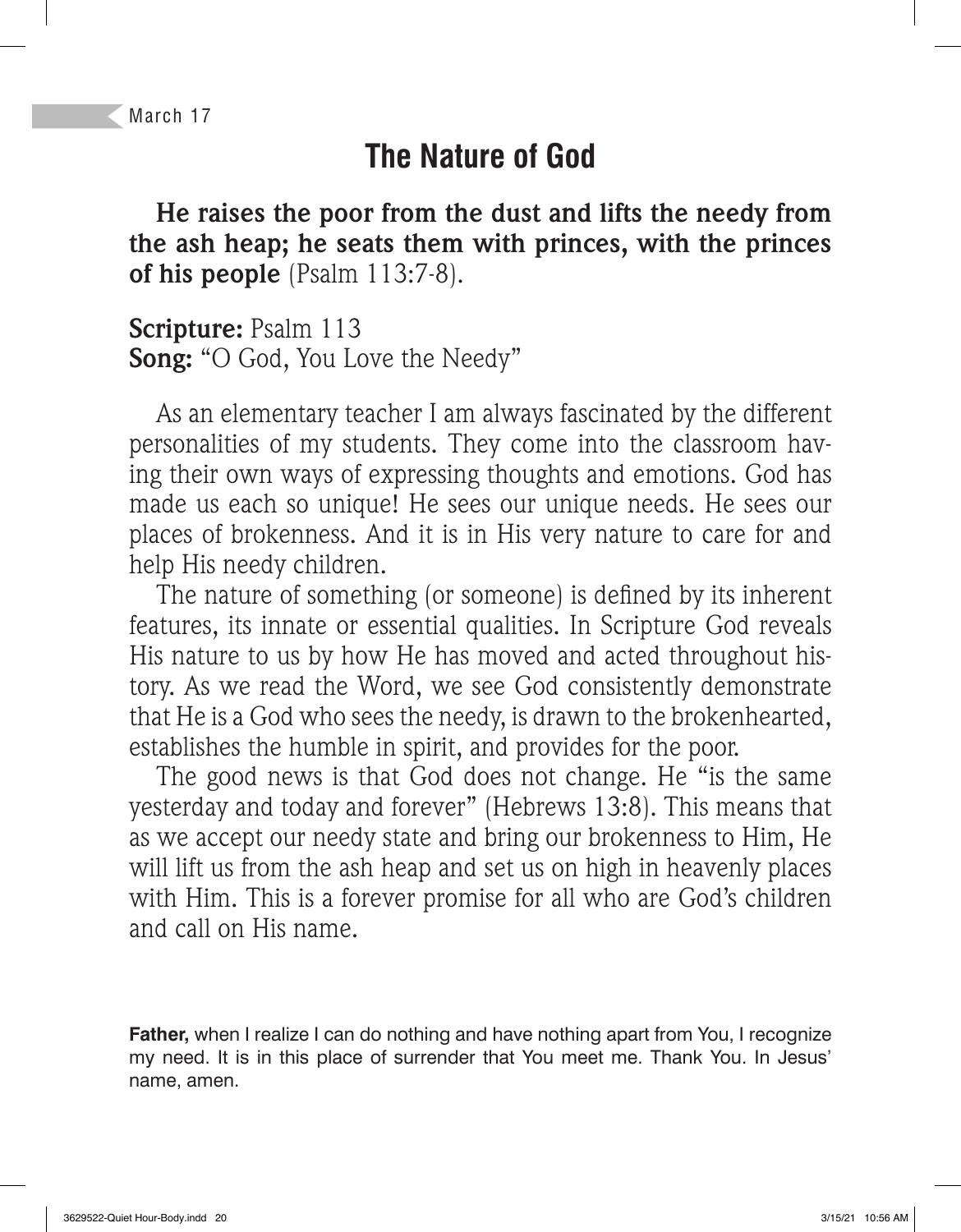March 17

# The Nature of God

**He raises the poor from the dust and lifts the needy from the ash heap; he seats them with princes, with the princes of his people** (Psalm 113:7-8).

**Scripture:** Psalm 113
**Song:** "O God, You Love the Needy"

As an elementary teacher I am always fascinated by the different personalities of my students. They come into the classroom having their own ways of expressing thoughts and emotions. God has made us each so unique! He sees our unique needs. He sees our places of brokenness. And it is in His very nature to care for and help His needy children.

The nature of something (or someone) is defined by its inherent features, its innate or essential qualities. In Scripture God reveals His nature to us by how He has moved and acted throughout history. As we read the Word, we see God consistently demonstrate that He is a God who sees the needy, is drawn to the brokenhearted, establishes the humble in spirit, and provides for the poor.

The good news is that God does not change. He "is the same yesterday and today and forever" (Hebrews 13:8). This means that as we accept our needy state and bring our brokenness to Him, He will lift us from the ash heap and set us on high in heavenly places with Him. This is a forever promise for all who are God's children and call on His name.

**Father,** when I realize I can do nothing and have nothing apart from You, I recognize my need. It is in this place of surrender that You meet me. Thank You. In Jesus' name, amen.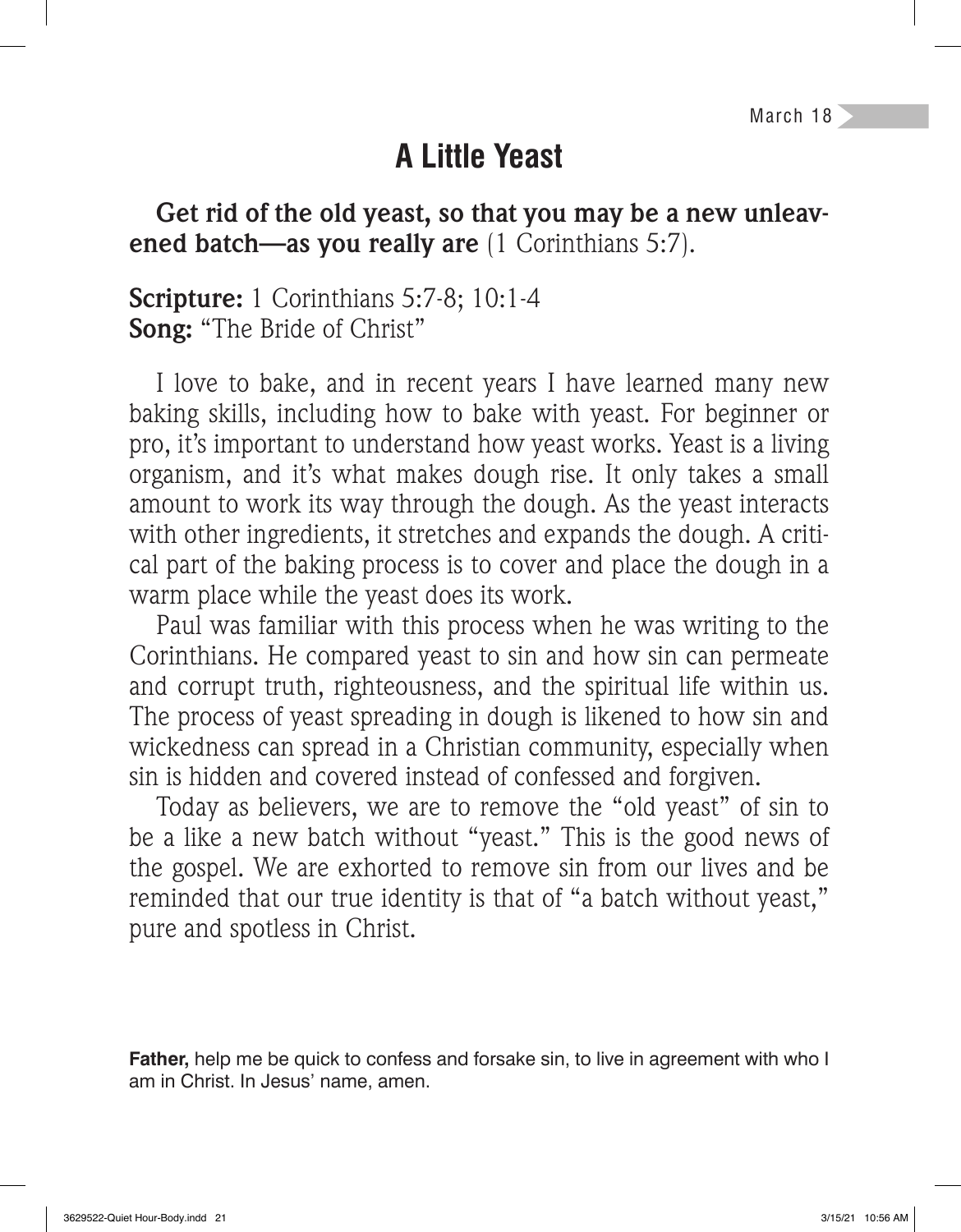March 18

# A Little Yeast

**Get rid of the old yeast, so that you may be a new unleavened batch—as you really are** (1 Corinthians 5:7).

**Scripture:** 1 Corinthians 5:7-8; 10:1-4
**Song:** "The Bride of Christ"

I love to bake, and in recent years I have learned many new baking skills, including how to bake with yeast. For beginner or pro, it's important to understand how yeast works. Yeast is a living organism, and it's what makes dough rise. It only takes a small amount to work its way through the dough. As the yeast interacts with other ingredients, it stretches and expands the dough. A critical part of the baking process is to cover and place the dough in a warm place while the yeast does its work.

Paul was familiar with this process when he was writing to the Corinthians. He compared yeast to sin and how sin can permeate and corrupt truth, righteousness, and the spiritual life within us. The process of yeast spreading in dough is likened to how sin and wickedness can spread in a Christian community, especially when sin is hidden and covered instead of confessed and forgiven.

Today as believers, we are to remove the "old yeast" of sin to be a like a new batch without "yeast." This is the good news of the gospel. We are exhorted to remove sin from our lives and be reminded that our true identity is that of "a batch without yeast," pure and spotless in Christ.

**Father,** help me be quick to confess and forsake sin, to live in agreement with who I am in Christ. In Jesus' name, amen.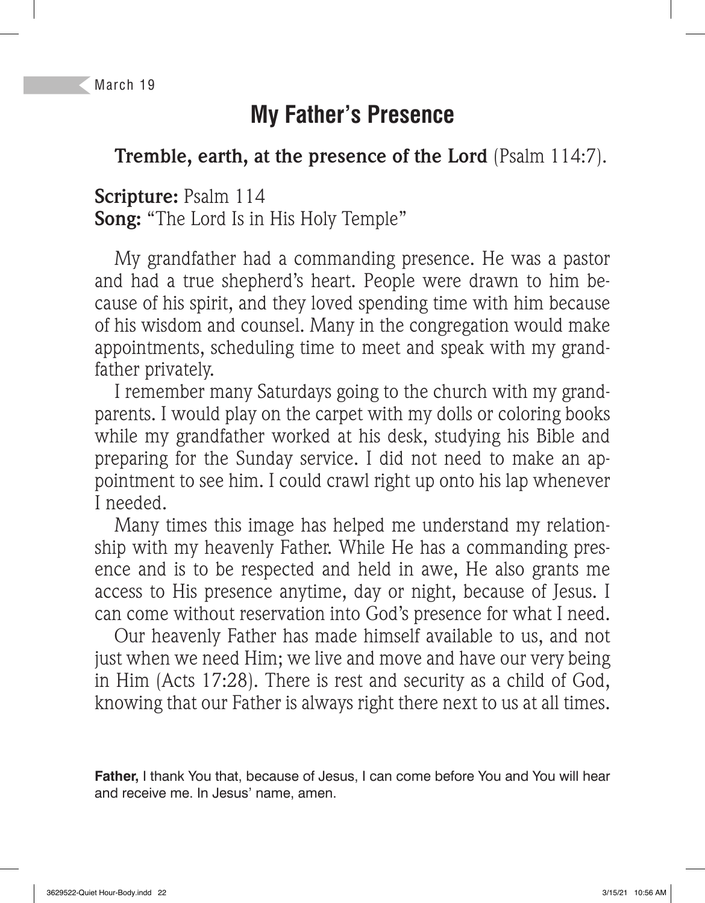March 19

# My Father's Presence

**Tremble, earth, at the presence of the Lord** (Psalm 114:7).

**Scripture:** Psalm 114
**Song:** "The Lord Is in His Holy Temple"

My grandfather had a commanding presence. He was a pastor and had a true shepherd's heart. People were drawn to him because of his spirit, and they loved spending time with him because of his wisdom and counsel. Many in the congregation would make appointments, scheduling time to meet and speak with my grandfather privately.

I remember many Saturdays going to the church with my grandparents. I would play on the carpet with my dolls or coloring books while my grandfather worked at his desk, studying his Bible and preparing for the Sunday service. I did not need to make an appointment to see him. I could crawl right up onto his lap whenever I needed.

Many times this image has helped me understand my relationship with my heavenly Father. While He has a commanding presence and is to be respected and held in awe, He also grants me access to His presence anytime, day or night, because of Jesus. I can come without reservation into God's presence for what I need.

Our heavenly Father has made himself available to us, and not just when we need Him; we live and move and have our very being in Him (Acts 17:28). There is rest and security as a child of God, knowing that our Father is always right there next to us at all times.

**Father,** I thank You that, because of Jesus, I can come before You and You will hear and receive me. In Jesus' name, amen.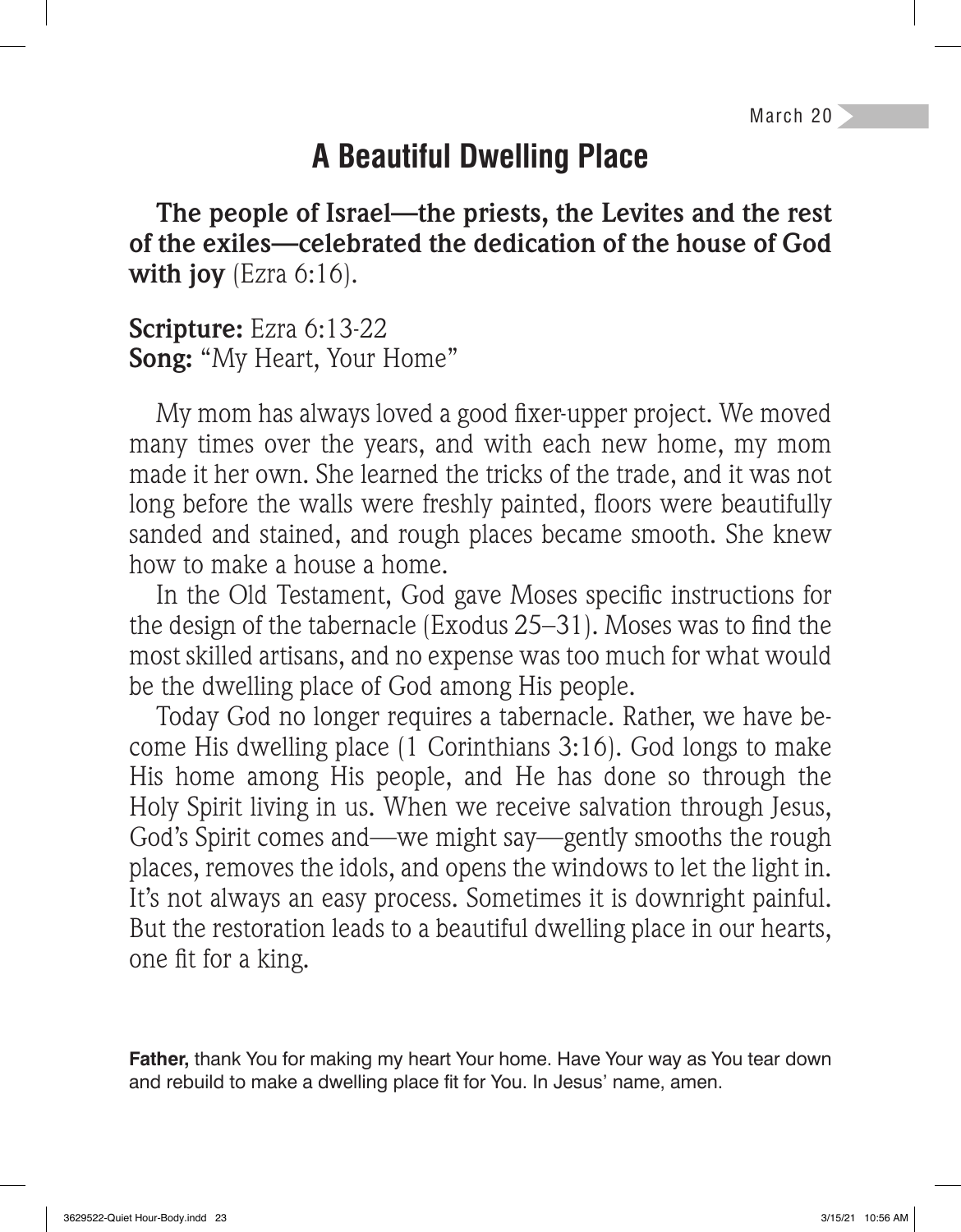March 20

# A Beautiful Dwelling Place

**The people of Israel—the priests, the Levites and the rest of the exiles—celebrated the dedication of the house of God with joy** (Ezra 6:16).

**Scripture:** Ezra 6:13-22
**Song:** "My Heart, Your Home"

My mom has always loved a good fixer-upper project. We moved many times over the years, and with each new home, my mom made it her own. She learned the tricks of the trade, and it was not long before the walls were freshly painted, floors were beautifully sanded and stained, and rough places became smooth. She knew how to make a house a home.

In the Old Testament, God gave Moses specific instructions for the design of the tabernacle (Exodus 25–31). Moses was to find the most skilled artisans, and no expense was too much for what would be the dwelling place of God among His people.

Today God no longer requires a tabernacle. Rather, we have become His dwelling place (1 Corinthians 3:16). God longs to make His home among His people, and He has done so through the Holy Spirit living in us. When we receive salvation through Jesus, God's Spirit comes and—we might say—gently smooths the rough places, removes the idols, and opens the windows to let the light in. It's not always an easy process. Sometimes it is downright painful. But the restoration leads to a beautiful dwelling place in our hearts, one fit for a king.

**Father,** thank You for making my heart Your home. Have Your way as You tear down and rebuild to make a dwelling place fit for You. In Jesus' name, amen.